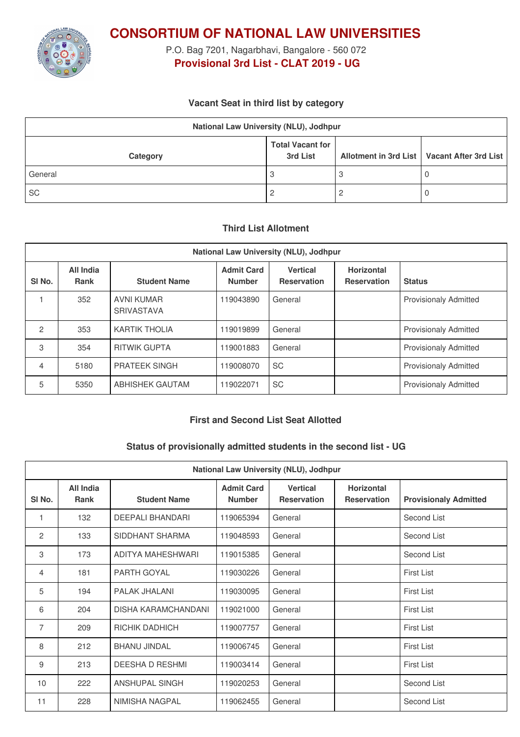# CONSORTIUM OF NATIONAL LAW UNIVERSITIES

P.O. Bag 7201, Nagarbhavi, Bangalore - 560 072

**Provisional 3rd List - CLAT 2019 - UG**

### Vacant Seat in third list by category

| National Law University (NLU), Jodhpur | | | |
|---|---|---|---|
| Category | Total Vacant for 3rd List | Allotment in 3rd List | Vacant After 3rd List |
| General | 3 | 3 | 0 |
| SC | 2 | 2 | 0 |

### Third List Allotment

| National Law University (NLU), Jodhpur | | | | | | |
|---|---|---|---|---|---|---|
| Sl No. | All India Rank | Student Name | Admit Card Number | Vertical Reservation | Horizontal Reservation | Status |
| 1 | 352 | AVNI KUMAR SRIVASTAVA | 119043890 | General | | Provisionaly Admitted |
| 2 | 353 | KARTIK THOLIA | 119019899 | General | | Provisionaly Admitted |
| 3 | 354 | RITWIK GUPTA | 119001883 | General | | Provisionaly Admitted |
| 4 | 5180 | PRATEEK SINGH | 119008070 | SC | | Provisionaly Admitted |
| 5 | 5350 | ABHISHEK GAUTAM | 119022071 | SC | | Provisionaly Admitted |

### First and Second List Seat Allotted

### Status of provisionally admitted students in the second list - UG

| National Law University (NLU), Jodhpur | | | | | | |
|---|---|---|---|---|---|---|
| Sl No. | All India Rank | Student Name | Admit Card Number | Vertical Reservation | Horizontal Reservation | Provisionaly Admitted |
| 1 | 132 | DEEPALI BHANDARI | 119065394 | General | | Second List |
| 2 | 133 | SIDDHANT SHARMA | 119048593 | General | | Second List |
| 3 | 173 | ADITYA MAHESHWARI | 119015385 | General | | Second List |
| 4 | 181 | PARTH GOYAL | 119030226 | General | | First List |
| 5 | 194 | PALAK JHALANI | 119030095 | General | | First List |
| 6 | 204 | DISHA KARAMCHANDANI | 119021000 | General | | First List |
| 7 | 209 | RICHIK DADHICH | 119007757 | General | | First List |
| 8 | 212 | BHANU JINDAL | 119006745 | General | | First List |
| 9 | 213 | DEESHA D RESHMI | 119003414 | General | | First List |
| 10 | 222 | ANSHUPAL SINGH | 119020253 | General | | Second List |
| 11 | 228 | NIMISHA NAGPAL | 119062455 | General | | Second List |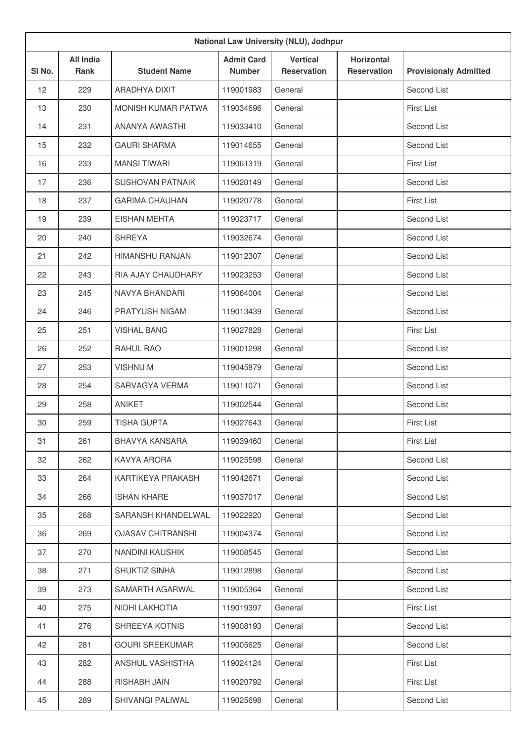| National Law University (NLU), Jodhpur | | | | | | |
|---|---|---|---|---|---|---|
| Sl No. | All India Rank | Student Name | Admit Card Number | Vertical Reservation | Horizontal Reservation | Provisionaly Admitted |
| 12 | 229 | ARADHYA DIXIT | 119001983 | General | | Second List |
| 13 | 230 | MONISH KUMAR PATWA | 119034696 | General | | First List |
| 14 | 231 | ANANYA AWASTHI | 119033410 | General | | Second List |
| 15 | 232 | GAURI SHARMA | 119014655 | General | | Second List |
| 16 | 233 | MANSI TIWARI | 119061319 | General | | First List |
| 17 | 236 | SUSHOVAN PATNAIK | 119020149 | General | | Second List |
| 18 | 237 | GARIMA CHAUHAN | 119020778 | General | | First List |
| 19 | 239 | EISHAN MEHTA | 119023717 | General | | Second List |
| 20 | 240 | SHREYA | 119032674 | General | | Second List |
| 21 | 242 | HIMANSHU RANJAN | 119012307 | General | | Second List |
| 22 | 243 | RIA AJAY CHAUDHARY | 119023253 | General | | Second List |
| 23 | 245 | NAVYA BHANDARI | 119064004 | General | | Second List |
| 24 | 246 | PRATYUSH NIGAM | 119013439 | General | | Second List |
| 25 | 251 | VISHAL BANG | 119027828 | General | | First List |
| 26 | 252 | RAHUL RAO | 119001298 | General | | Second List |
| 27 | 253 | VISHNU M | 119045879 | General | | Second List |
| 28 | 254 | SARVAGYA VERMA | 119011071 | General | | Second List |
| 29 | 258 | ANIKET | 119002544 | General | | Second List |
| 30 | 259 | TISHA GUPTA | 119027643 | General | | First List |
| 31 | 261 | BHAVYA KANSARA | 119039460 | General | | First List |
| 32 | 262 | KAVYA ARORA | 119025598 | General | | Second List |
| 33 | 264 | KARTIKEYA PRAKASH | 119042671 | General | | Second List |
| 34 | 266 | ISHAN KHARE | 119037017 | General | | Second List |
| 35 | 268 | SARANSH KHANDELWAL | 119022920 | General | | Second List |
| 36 | 269 | OJASAV CHITRANSHI | 119004374 | General | | Second List |
| 37 | 270 | NANDINI KAUSHIK | 119008545 | General | | Second List |
| 38 | 271 | SHUKTIZ SINHA | 119012898 | General | | Second List |
| 39 | 273 | SAMARTH AGARWAL | 119005364 | General | | Second List |
| 40 | 275 | NIDHI LAKHOTIA | 119019397 | General | | First List |
| 41 | 276 | SHREEYA KOTNIS | 119008193 | General | | Second List |
| 42 | 281 | GOURI SREEKUMAR | 119005625 | General | | Second List |
| 43 | 282 | ANSHUL VASHISTHA | 119024124 | General | | First List |
| 44 | 288 | RISHABH JAIN | 119020792 | General | | First List |
| 45 | 289 | SHIVANGI PALIWAL | 119025698 | General | | Second List |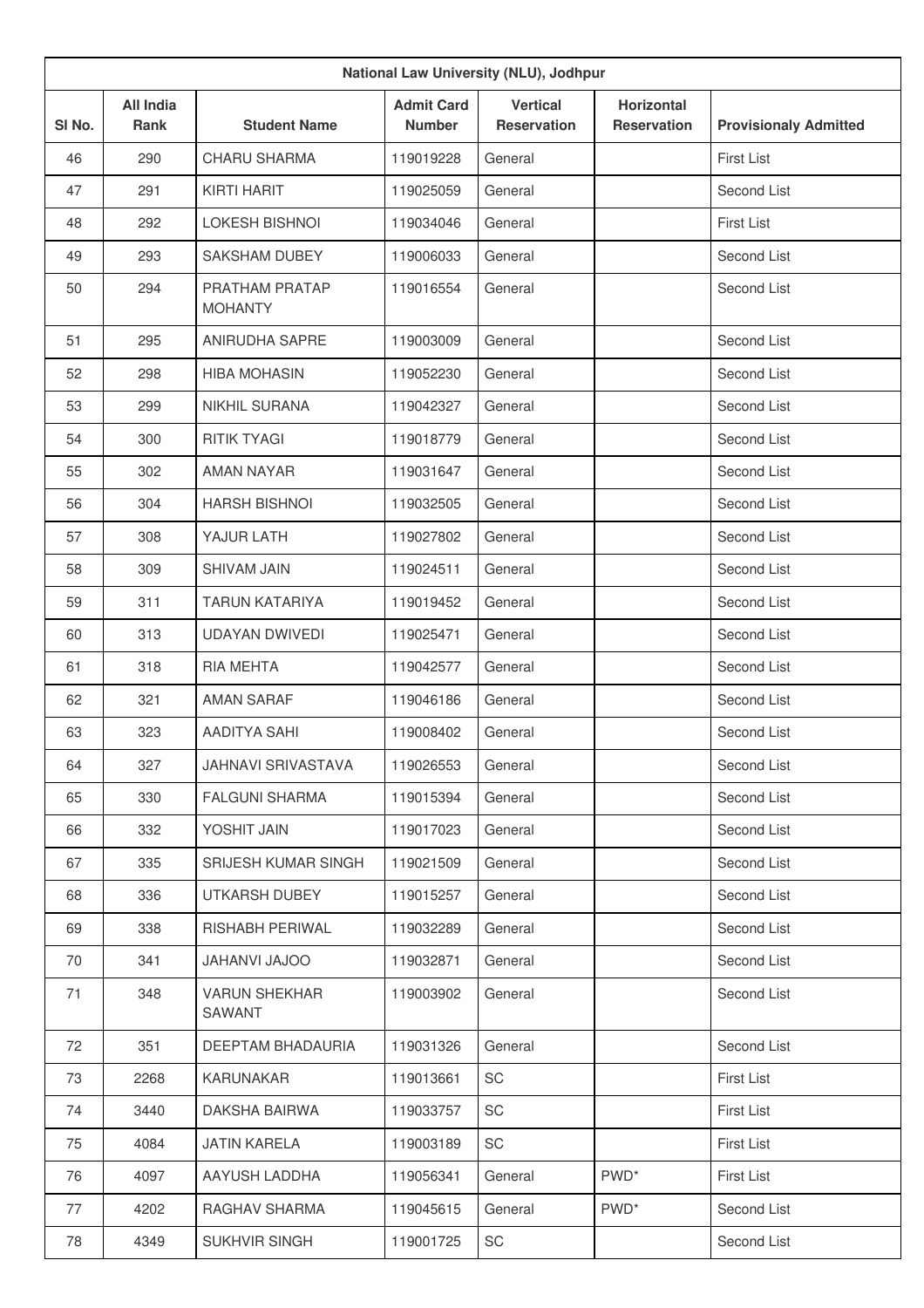| National Law University (NLU), Jodhpur | | | | | | |
|---|---|---|---|---|---|---|
| Sl No. | All India Rank | Student Name | Admit Card Number | Vertical Reservation | Horizontal Reservation | Provisionaly Admitted |
| 46 | 290 | CHARU SHARMA | 119019228 | General | | First List |
| 47 | 291 | KIRTI HARIT | 119025059 | General | | Second List |
| 48 | 292 | LOKESH BISHNOI | 119034046 | General | | First List |
| 49 | 293 | SAKSHAM DUBEY | 119006033 | General | | Second List |
| 50 | 294 | PRATHAM PRATAP MOHANTY | 119016554 | General | | Second List |
| 51 | 295 | ANIRUDHA SAPRE | 119003009 | General | | Second List |
| 52 | 298 | HIBA MOHASIN | 119052230 | General | | Second List |
| 53 | 299 | NIKHIL SURANA | 119042327 | General | | Second List |
| 54 | 300 | RITIK TYAGI | 119018779 | General | | Second List |
| 55 | 302 | AMAN NAYAR | 119031647 | General | | Second List |
| 56 | 304 | HARSH BISHNOI | 119032505 | General | | Second List |
| 57 | 308 | YAJUR LATH | 119027802 | General | | Second List |
| 58 | 309 | SHIVAM JAIN | 119024511 | General | | Second List |
| 59 | 311 | TARUN KATARIYA | 119019452 | General | | Second List |
| 60 | 313 | UDAYAN DWIVEDI | 119025471 | General | | Second List |
| 61 | 318 | RIA MEHTA | 119042577 | General | | Second List |
| 62 | 321 | AMAN SARAF | 119046186 | General | | Second List |
| 63 | 323 | AADITYA SAHI | 119008402 | General | | Second List |
| 64 | 327 | JAHNAVI SRIVASTAVA | 119026553 | General | | Second List |
| 65 | 330 | FALGUNI SHARMA | 119015394 | General | | Second List |
| 66 | 332 | YOSHIT JAIN | 119017023 | General | | Second List |
| 67 | 335 | SRIJESH KUMAR SINGH | 119021509 | General | | Second List |
| 68 | 336 | UTKARSH DUBEY | 119015257 | General | | Second List |
| 69 | 338 | RISHABH PERIWAL | 119032289 | General | | Second List |
| 70 | 341 | JAHANVI JAJOO | 119032871 | General | | Second List |
| 71 | 348 | VARUN SHEKHAR SAWANT | 119003902 | General | | Second List |
| 72 | 351 | DEEPTAM BHADAURIA | 119031326 | General | | Second List |
| 73 | 2268 | KARUNAKAR | 119013661 | SC | | First List |
| 74 | 3440 | DAKSHA BAIRWA | 119033757 | SC | | First List |
| 75 | 4084 | JATIN KARELA | 119003189 | SC | | First List |
| 76 | 4097 | AAYUSH LADDHA | 119056341 | General | PWD* | First List |
| 77 | 4202 | RAGHAV SHARMA | 119045615 | General | PWD* | Second List |
| 78 | 4349 | SUKHVIR SINGH | 119001725 | SC | | Second List |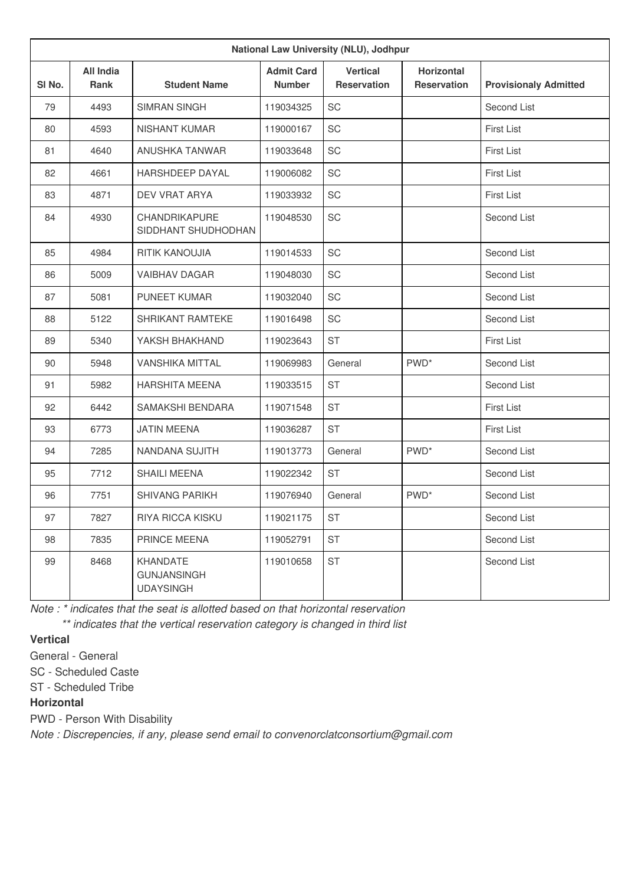| National Law University (NLU), Jodhpur | | | | | | |
|---|---|---|---|---|---|---|
| Sl No. | All India Rank | Student Name | Admit Card Number | Vertical Reservation | Horizontal Reservation | Provisionaly Admitted |
| 79 | 4493 | SIMRAN SINGH | 119034325 | SC | | Second List |
| 80 | 4593 | NISHANT KUMAR | 119000167 | SC | | First List |
| 81 | 4640 | ANUSHKA TANWAR | 119033648 | SC | | First List |
| 82 | 4661 | HARSHDEEP DAYAL | 119006082 | SC | | First List |
| 83 | 4871 | DEV VRAT ARYA | 119033932 | SC | | First List |
| 84 | 4930 | CHANDRIKAPURE SIDDHANT SHUDHODHAN | 119048530 | SC | | Second List |
| 85 | 4984 | RITIK KANOUJIA | 119014533 | SC | | Second List |
| 86 | 5009 | VAIBHAV DAGAR | 119048030 | SC | | Second List |
| 87 | 5081 | PUNEET KUMAR | 119032040 | SC | | Second List |
| 88 | 5122 | SHRIKANT RAMTEKE | 119016498 | SC | | Second List |
| 89 | 5340 | YAKSH BHAKHAND | 119023643 | ST | | First List |
| 90 | 5948 | VANSHIKA MITTAL | 119069983 | General | PWD* | Second List |
| 91 | 5982 | HARSHITA MEENA | 119033515 | ST | | Second List |
| 92 | 6442 | SAMAKSHI BENDARA | 119071548 | ST | | First List |
| 93 | 6773 | JATIN MEENA | 119036287 | ST | | First List |
| 94 | 7285 | NANDANA SUJITH | 119013773 | General | PWD* | Second List |
| 95 | 7712 | SHAILI MEENA | 119022342 | ST | | Second List |
| 96 | 7751 | SHIVANG PARIKH | 119076940 | General | PWD* | Second List |
| 97 | 7827 | RIYA RICCA KISKU | 119021175 | ST | | Second List |
| 98 | 7835 | PRINCE MEENA | 119052791 | ST | | Second List |
| 99 | 8468 | KHANDATE GUNJANSINGH UDAYSINGH | 119010658 | ST | | Second List |

*Note : * indicates that the seat is allotted based on that horizontal reservation*

*** indicates that the vertical reservation category is changed in third list*

**Vertical**

General - General

SC - Scheduled Caste

ST - Scheduled Tribe

**Horizontal**

PWD - Person With Disability

*Note : Discrepencies, if any, please send email to convenorclatconsortium@gmail.com*